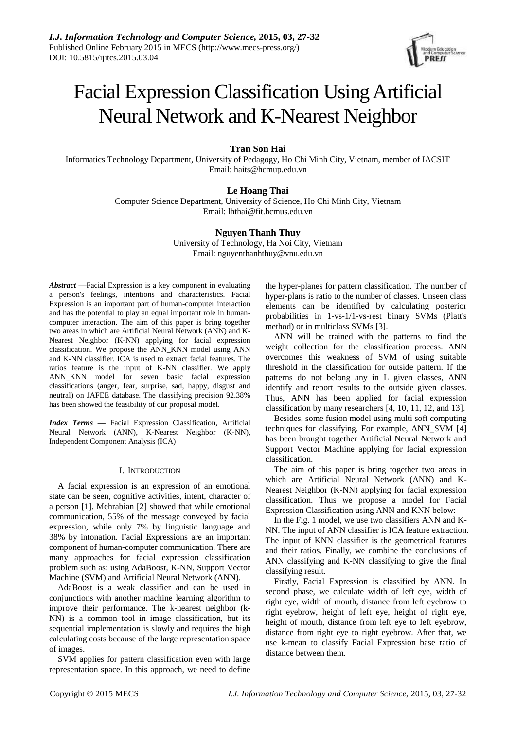# Facial Expression Classification Using Artificial Neural Network and K-Nearest Neighbor

**Tran Son Hai**

Informatics Technology Department, University of Pedagogy, Ho Chi Minh City, Vietnam, member of IACSIT
Email: haits@hcmup.edu.vn

**Le Hoang Thai**

Computer Science Department, University of Science, Ho Chi Minh City, Vietnam
Email: lhthai@fit.hcmus.edu.vn

**Nguyen Thanh Thuy**

University of Technology, Ha Noi City, Vietnam
Email: nguyenthanhthuy@vnu.edu.vn

***Abstract* —**Facial Expression is a key component in evaluating a person's feelings, intentions and characteristics. Facial Expression is an important part of human-computer interaction and has the potential to play an equal important role in human-computer interaction. The aim of this paper is bring together two areas in which are Artificial Neural Network (ANN) and K-Nearest Neighbor (K-NN) applying for facial expression classification. We propose the ANN_KNN model using ANN and K-NN classifier. ICA is used to extract facial features. The ratios feature is the input of K-NN classifier. We apply ANN_KNN model for seven basic facial expression classifications (anger, fear, surprise, sad, happy, disgust and neutral) on JAFEE database. The classifying precision 92.38% has been showed the feasibility of our proposal model.

***Index Terms* —** Facial Expression Classification, Artificial Neural Network (ANN), K-Nearest Neighbor (K-NN), Independent Component Analysis (ICA)

## I. Introduction

A facial expression is an expression of an emotional state can be seen, cognitive activities, intent, character of a person [1]. Mehrabian [2] showed that while emotional communication, 55% of the message conveyed by facial expression, while only 7% by linguistic language and 38% by intonation. Facial Expressions are an important component of human-computer communication. There are many approaches for facial expression classification problem such as: using AdaBoost, K-NN, Support Vector Machine (SVM) and Artificial Neural Network (ANN).

AdaBoost is a weak classifier and can be used in conjunctions with another machine learning algorithm to improve their performance. The k-nearest neighbor (k-NN) is a common tool in image classification, but its sequential implementation is slowly and requires the high calculating costs because of the large representation space of images.

SVM applies for pattern classification even with large representation space. In this approach, we need to define the hyper-planes for pattern classification. The number of hyper-plans is ratio to the number of classes. Unseen class elements can be identified by calculating posterior probabilities in 1-vs-1/1-vs-rest binary SVMs (Platt's method) or in multiclass SVMs [3].

ANN will be trained with the patterns to find the weight collection for the classification process. ANN overcomes this weakness of SVM of using suitable threshold in the classification for outside pattern. If the patterns do not belong any in L given classes, ANN identify and report results to the outside given classes. Thus, ANN has been applied for facial expression classification by many researchers [4, 10, 11, 12, and 13].

Besides, some fusion model using multi soft computing techniques for classifying. For example, ANN_SVM [4] has been brought together Artificial Neural Network and Support Vector Machine applying for facial expression classification.

The aim of this paper is bring together two areas in which are Artificial Neural Network (ANN) and K-Nearest Neighbor (K-NN) applying for facial expression classification. Thus we propose a model for Facial Expression Classification using ANN and KNN below:

In the Fig. 1 model, we use two classifiers ANN and K-NN. The input of ANN classifier is ICA feature extraction. The input of KNN classifier is the geometrical features and their ratios. Finally, we combine the conclusions of ANN classifying and K-NN classifying to give the final classifying result.

Firstly, Facial Expression is classified by ANN. In second phase, we calculate width of left eye, width of right eye, width of mouth, distance from left eyebrow to right eyebrow, height of left eye, height of right eye, height of mouth, distance from left eye to left eyebrow, distance from right eye to right eyebrow. After that, we use k-mean to classify Facial Expression base ratio of distance between them.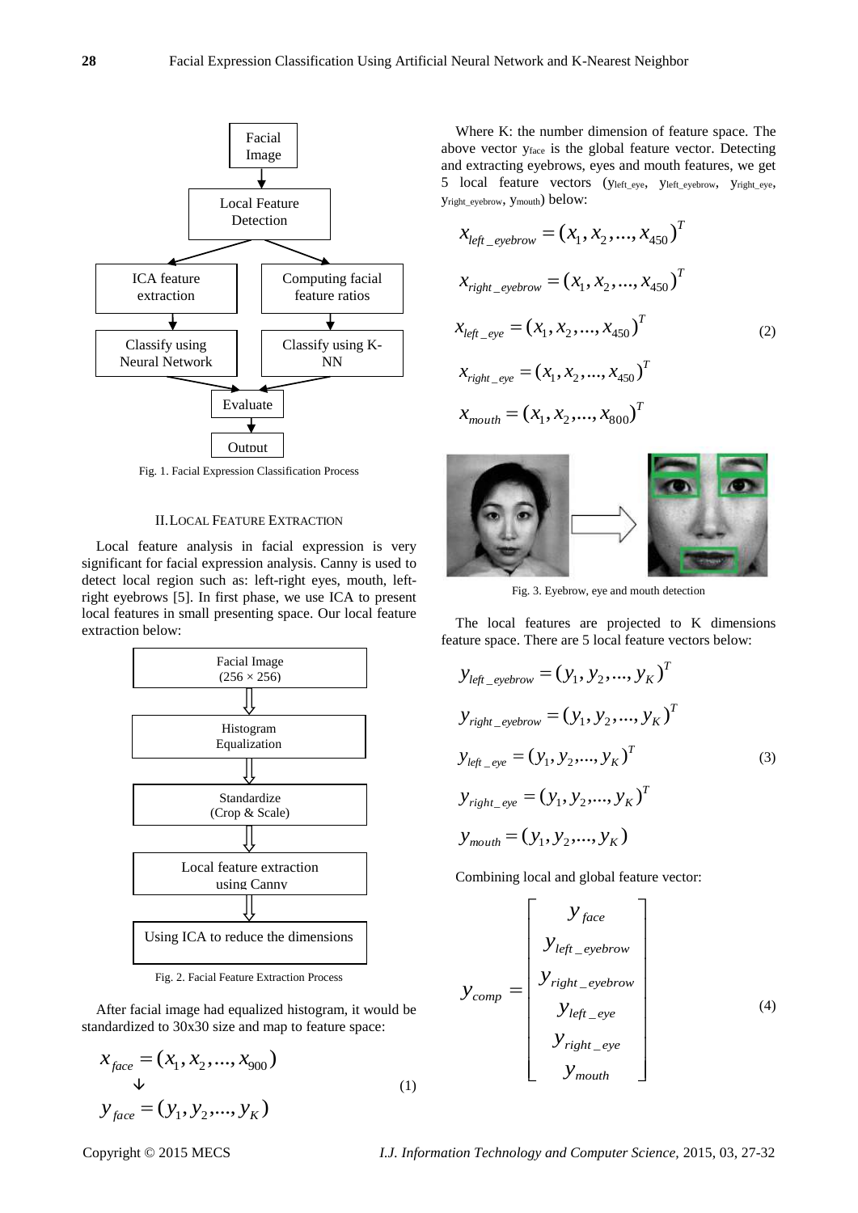Fig. 1. Facial Expression Classification Process

## II. LOCAL FEATURE EXTRACTION

Local feature analysis in facial expression is very significant for facial expression analysis. Canny is used to detect local region such as: left-right eyes, mouth, left-right eyebrows [5]. In first phase, we use ICA to present local features in small presenting space. Our local feature extraction below:

Fig. 2. Facial Feature Extraction Process

After facial image had equalized histogram, it would be standardized to 30x30 size and map to feature space:

$$x_{face} = (x_1, x_2, ..., x_{900}) \downarrow y_{face} = (y_1, y_2, ..., y_K) \quad (1)$$

Where K: the number dimension of feature space. The above vector $y_{face}$ is the global feature vector. Detecting and extracting eyebrows, eyes and mouth features, we get 5 local feature vectors ($y_{left\_eye}$, $y_{left\_eyebrow}$, $y_{right\_eye}$, $y_{right\_eyebrow}$, $y_{mouth}$) below:

$$\begin{aligned} x_{left\_eyebrow} &= (x_1, x_2, ..., x_{450})^T \\ x_{right\_eyebrow} &= (x_1, x_2, ..., x_{450})^T \\ x_{left\_eye} &= (x_1, x_2, ..., x_{450})^T \\ x_{right\_eye} &= (x_1, x_2, ..., x_{450})^T \\ x_{mouth} &= (x_1, x_2, ..., x_{800})^T \end{aligned} \quad (2)$$

Fig. 3. Eyebrow, eye and mouth detection

The local features are projected to K dimensions feature space. There are 5 local feature vectors below:

$$\begin{aligned} y_{left\_eyebrow} &= (y_1, y_2, ..., y_K)^T \\ y_{right\_eyebrow} &= (y_1, y_2, ..., y_K)^T \\ y_{left\_eye} &= (y_1, y_2, ..., y_K)^T \\ y_{right\_eye} &= (y_1, y_2, ..., y_K)^T \\ y_{mouth} &= (y_1, y_2, ..., y_K) \end{aligned} \quad (3)$$

Combining local and global feature vector:

$$y_{comp} = \begin{bmatrix} y_{face} \\ y_{left\_eyebrow} \\ y_{right\_eyebrow} \\ y_{left\_eye} \\ y_{right\_eye} \\ y_{mouth} \end{bmatrix} \quad (4)$$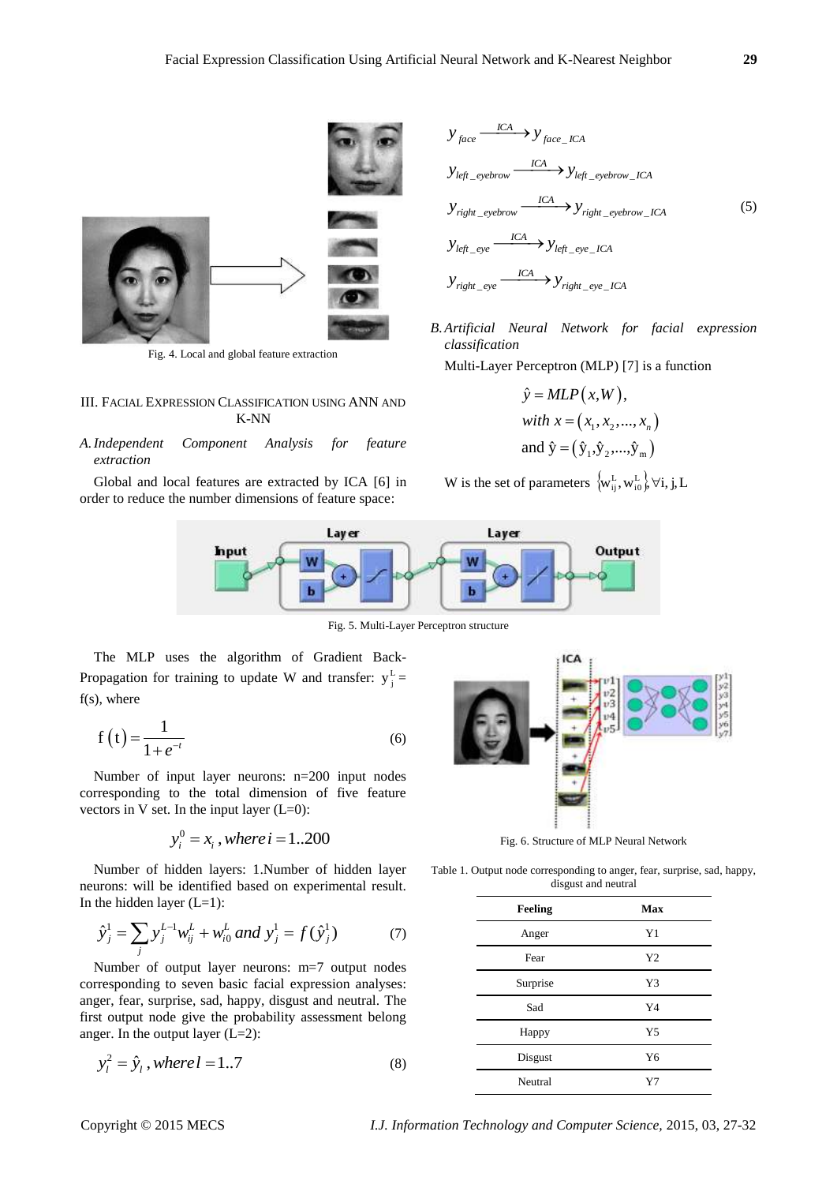Fig. 4. Local and global feature extraction

## III. Facial Expression Classification using ANN and K-NN

### A. Independent Component Analysis for feature extraction

Global and local features are extracted by ICA [6] in order to reduce the number dimensions of feature space:

$$
\begin{aligned}
& y_{face} \xrightarrow{ICA} y_{face\_ICA} \\
& y_{left\_eyebrow} \xrightarrow{ICA} y_{left\_eyebrow\_ICA} \\
& y_{right\_eyebrow} \xrightarrow{ICA} y_{right\_eyebrow\_ICA} \\
& y_{left\_eye} \xrightarrow{ICA} y_{left\_eye\_ICA} \\
& y_{right\_eye} \xrightarrow{ICA} y_{right\_eye\_ICA}
\end{aligned}
\quad (5)
$$

### B. Artificial Neural Network for facial expression classification

Multi-Layer Perceptron (MLP) [7] is a function

$$\hat{y} = MLP(x, W),$$
$$with\ x = (x_1, x_2, ..., x_n)$$
$$\text{and } \hat{y} = (\hat{y}_1, \hat{y}_2, ..., \hat{y}_m)$$

W is the set of parameters $\{w_{ij}^L, w_{i0}^L\}, \forall i, j, L$

Fig. 5. Multi-Layer Perceptron structure

The MLP uses the algorithm of Gradient Back-Propagation for training to update W and transfer: $y_j^L = f(s)$, where

$$f(t) = \frac{1}{1+e^{-t}} \quad (6)$$

Number of input layer neurons: n=200 input nodes corresponding to the total dimension of five feature vectors in V set. In the input layer (L=0):

$$y_i^0 = x_i, where\ i = 1..200$$

Number of hidden layers: 1.Number of hidden layer neurons: will be identified based on experimental result. In the hidden layer (L=1):

$$\hat{y}_j^1 = \sum_j y_j^{L-1} w_{ij}^L + w_{i0}^L \ and\ y_j^1 = f(\hat{y}_j^1) \quad (7)$$

Number of output layer neurons: m=7 output nodes corresponding to seven basic facial expression analyses: anger, fear, surprise, sad, happy, disgust and neutral. The first output node give the probability assessment belong anger. In the output layer (L=2):

$$y_l^2 = \hat{y}_l, where\ l = 1..7 \quad (8)$$

Fig. 6. Structure of MLP Neural Network

Table 1. Output node corresponding to anger, fear, surprise, sad, happy, disgust and neutral

| Feeling | Max |
|---|---|
| Anger | Y1 |
| Fear | Y2 |
| Surprise | Y3 |
| Sad | Y4 |
| Happy | Y5 |
| Disgust | Y6 |
| Neutral | Y7 |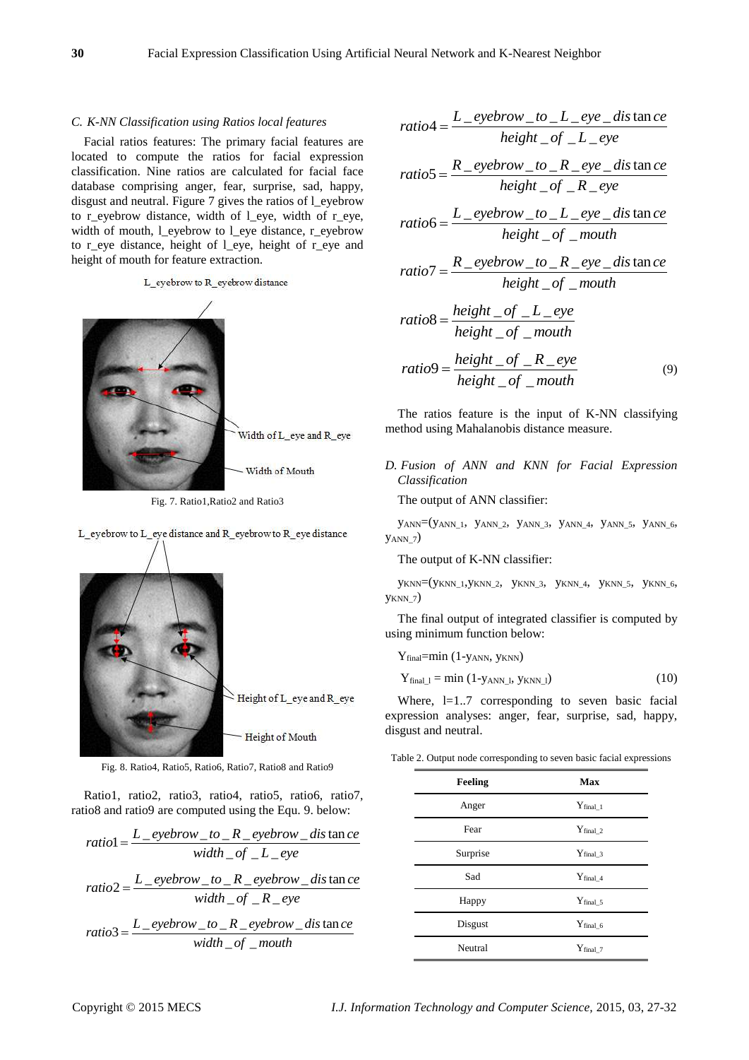### C. K-NN Classification using Ratios local features

Facial ratios features: The primary facial features are located to compute the ratios for facial expression classification. Nine ratios are calculated for facial face database comprising anger, fear, surprise, sad, happy, disgust and neutral. Figure 7 gives the ratios of l_eyebrow to r_eyebrow distance, width of l_eye, width of r_eye, width of mouth, l_eyebrow to l_eye distance, r_eyebrow to r_eye distance, height of l_eye, height of r_eye and height of mouth for feature extraction.

Fig. 7. Ratio1,Ratio2 and Ratio3

Fig. 8. Ratio4, Ratio5, Ratio6, Ratio7, Ratio8 and Ratio9

Ratio1, ratio2, ratio3, ratio4, ratio5, ratio6, ratio7, ratio8 and ratio9 are computed using the Equ. 9. below:

$$ratio1 = \frac{L\_eyebrow\_to\_R\_eyebrow\_distance}{width\_of\_L\_eye}$$

$$ratio2 = \frac{L\_eyebrow\_to\_R\_eyebrow\_distance}{width\_of\_R\_eye}$$

$$ratio3 = \frac{L\_eyebrow\_to\_R\_eyebrow\_distance}{width\_of\_mouth}$$

$$ratio4 = \frac{L\_eyebrow\_to\_L\_eye\_distance}{height\_of\_L\_eye}$$

$$ratio5 = \frac{R\_eyebrow\_to\_R\_eye\_distance}{height\_of\_R\_eye}$$

$$ratio6 = \frac{L\_eyebrow\_to\_L\_eye\_distance}{height\_of\_mouth}$$

$$ratio7 = \frac{R\_eyebrow\_to\_R\_eye\_distance}{height\_of\_mouth}$$

$$ratio8 = \frac{height\_of\_L\_eye}{height\_of\_mouth}$$

$$ratio9 = \frac{height\_of\_R\_eye}{height\_of\_mouth} \tag{9}$$

The ratios feature is the input of K-NN classifying method using Mahalanobis distance measure.

### D. Fusion of ANN and KNN for Facial Expression Classification

The output of ANN classifier:

$y_{ANN}=(y_{ANN\_1},\ y_{ANN\_2},\ y_{ANN\_3},\ y_{ANN\_4},\ y_{ANN\_5},\ y_{ANN\_6},\ y_{ANN\_7})$

The output of K-NN classifier:

$y_{KNN}=(y_{KNN\_1}, y_{KNN\_2},\ y_{KNN\_3},\ y_{KNN\_4},\ y_{KNN\_5},\ y_{KNN\_6},\ y_{KNN\_7})$

The final output of integrated classifier is computed by using minimum function below:

$Y_{final}=\min(1-y_{ANN},\ y_{KNN})$

$$Y_{final\_l} = \min(1-y_{ANN\_l},\ y_{KNN\_l}) \tag{10}$$

Where, l=1..7 corresponding to seven basic facial expression analyses: anger, fear, surprise, sad, happy, disgust and neutral.

Table 2. Output node corresponding to seven basic facial expressions

| Feeling | Max |
|---|---|
| Anger | $Y_{final\_1}$ |
| Fear | $Y_{final\_2}$ |
| Surprise | $Y_{final\_3}$ |
| Sad | $Y_{final\_4}$ |
| Happy | $Y_{final\_5}$ |
| Disgust | $Y_{final\_6}$ |
| Neutral | $Y_{final\_7}$ |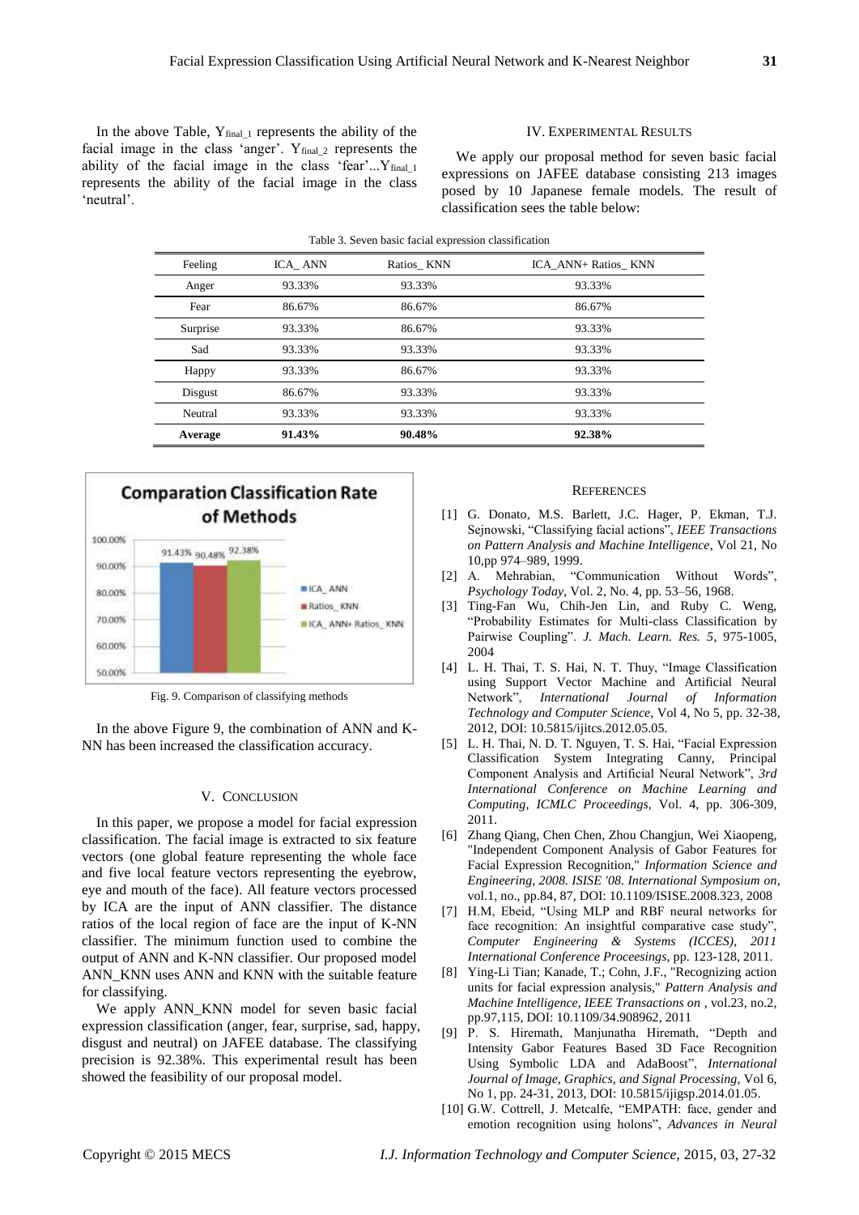In the above Table, $Y_{final\_1}$ represents the ability of the facial image in the class 'anger'. $Y_{final\_2}$ represents the ability of the facial image in the class 'fear'...$Y_{final\_1}$ represents the ability of the facial image in the class 'neutral'.

## IV. Experimental Results

We apply our proposal method for seven basic facial expressions on JAFEE database consisting 213 images posed by 10 Japanese female models. The result of classification sees the table below:

Table 3. Seven basic facial expression classification

| Feeling | ICA_ ANN | Ratios_ KNN | ICA_ANN+ Ratios_ KNN |
|---|---|---|---|
| Anger | 93.33% | 93.33% | 93.33% |
| Fear | 86.67% | 86.67% | 86.67% |
| Surprise | 93.33% | 86.67% | 93.33% |
| Sad | 93.33% | 93.33% | 93.33% |
| Happy | 93.33% | 86.67% | 93.33% |
| Disgust | 86.67% | 93.33% | 93.33% |
| Neutral | 93.33% | 93.33% | 93.33% |
| **Average** | **91.43%** | **90.48%** | **92.38%** |

Fig. 9. Comparison of classifying methods

In the above Figure 9, the combination of ANN and K-NN has been increased the classification accuracy.

## V. Conclusion

In this paper, we propose a model for facial expression classification. The facial image is extracted to six feature vectors (one global feature representing the whole face and five local feature vectors representing the eyebrow, eye and mouth of the face). All feature vectors processed by ICA are the input of ANN classifier. The distance ratios of the local region of face are the input of K-NN classifier. The minimum function used to combine the output of ANN and K-NN classifier. Our proposed model ANN_KNN uses ANN and KNN with the suitable feature for classifying.

We apply ANN_KNN model for seven basic facial expression classification (anger, fear, surprise, sad, happy, disgust and neutral) on JAFEE database. The classifying precision is 92.38%. This experimental result has been showed the feasibility of our proposal model.

## References

[1] G. Donato, M.S. Barlett, J.C. Hager, P. Ekman, T.J. Sejnowski, "Classifying facial actions", *IEEE Transactions on Pattern Analysis and Machine Intelligence*, Vol 21, No 10,pp 974–989, 1999.

[2] A. Mehrabian, "Communication Without Words", *Psychology Today*, Vol. 2, No. 4, pp. 53–56, 1968.

[3] Ting-Fan Wu, Chih-Jen Lin, and Ruby C. Weng, "Probability Estimates for Multi-class Classification by Pairwise Coupling". *J. Mach. Learn. Res. 5*, 975-1005, 2004

[4] L. H. Thai, T. S. Hai, N. T. Thuy, "Image Classification using Support Vector Machine and Artificial Neural Network", *International Journal of Information Technology and Computer Science*, Vol 4, No 5, pp. 32-38, 2012, DOI: 10.5815/ijitcs.2012.05.05.

[5] L. H. Thai, N. D. T. Nguyen, T. S. Hai, "Facial Expression Classification System Integrating Canny, Principal Component Analysis and Artificial Neural Network", *3rd International Conference on Machine Learning and Computing*, *ICMLC Proceedings*, Vol. 4, pp. 306-309, 2011.

[6] Zhang Qiang, Chen Chen, Zhou Changjun, Wei Xiaopeng, "Independent Component Analysis of Gabor Features for Facial Expression Recognition," *Information Science and Engineering, 2008. ISISE '08. International Symposium on*, vol.1, no., pp.84, 87, DOI: 10.1109/ISISE.2008.323, 2008

[7] H.M, Ebeid, "Using MLP and RBF neural networks for face recognition: An insightful comparative case study", *Computer Engineering & Systems (ICCES), 2011 International Conference Proceesings*, pp. 123-128, 2011.

[8] Ying-Li Tian; Kanade, T.; Cohn, J.F., "Recognizing action units for facial expression analysis," *Pattern Analysis and Machine Intelligence, IEEE Transactions on* , vol.23, no.2, pp.97,115, DOI: 10.1109/34.908962, 2011

[9] P. S. Hiremath, Manjunatha Hiremath, "Depth and Intensity Gabor Features Based 3D Face Recognition Using Symbolic LDA and AdaBoost", *International Journal of Image, Graphics, and Signal Processing*, Vol 6, No 1, pp. 24-31, 2013, DOI: 10.5815/ijigsp.2014.01.05.

[10] G.W. Cottrell, J. Metcalfe, "EMPATH: face, gender and emotion recognition using holons", *Advances in Neural*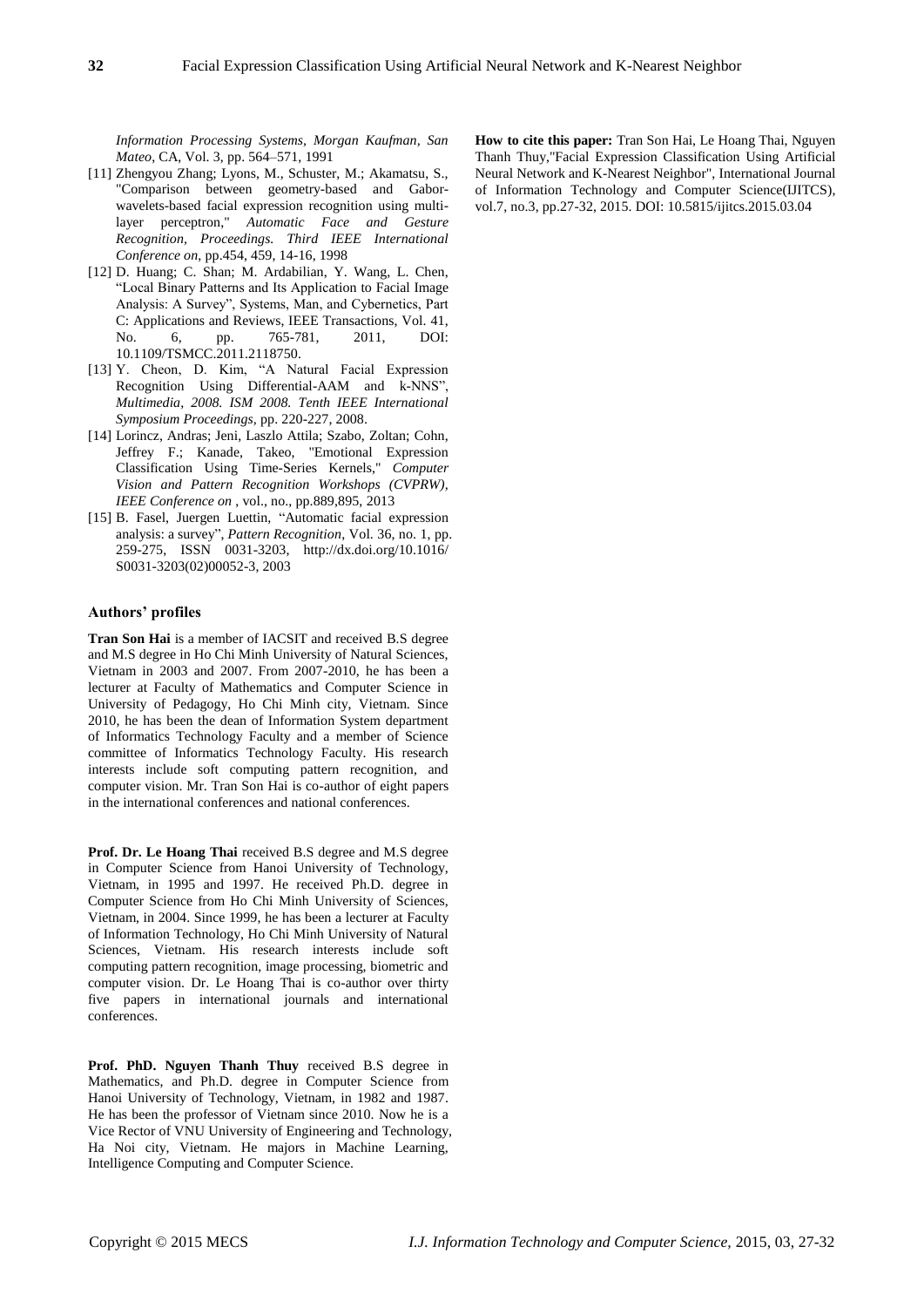*Information Processing Systems, Morgan Kaufman, San Mateo*, CA, Vol. 3, pp. 564–571, 1991

[11] Zhengyou Zhang; Lyons, M., Schuster, M.; Akamatsu, S., "Comparison between geometry-based and Gabor-wavelets-based facial expression recognition using multi-layer perceptron," *Automatic Face and Gesture Recognition, Proceedings. Third IEEE International Conference on*, pp.454, 459, 14-16, 1998

[12] D. Huang; C. Shan; M. Ardabilian, Y. Wang, L. Chen, "Local Binary Patterns and Its Application to Facial Image Analysis: A Survey", Systems, Man, and Cybernetics, Part C: Applications and Reviews, IEEE Transactions, Vol. 41, No. 6, pp. 765-781, 2011, DOI: 10.1109/TSMCC.2011.2118750.

[13] Y. Cheon, D. Kim, "A Natural Facial Expression Recognition Using Differential-AAM and k-NNS", *Multimedia, 2008. ISM 2008. Tenth IEEE International Symposium Proceedings*, pp. 220-227, 2008.

[14] Lorincz, Andras; Jeni, Laszlo Attila; Szabo, Zoltan; Cohn, Jeffrey F.; Kanade, Takeo, "Emotional Expression Classification Using Time-Series Kernels," *Computer Vision and Pattern Recognition Workshops (CVPRW), IEEE Conference on* , vol., no., pp.889,895, 2013

[15] B. Fasel, Juergen Luettin, "Automatic facial expression analysis: a survey", *Pattern Recognition*, Vol. 36, no. 1, pp. 259-275, ISSN 0031-3203, http://dx.doi.org/10.1016/S0031-3203(02)00052-3, 2003

### Authors' profiles

**Tran Son Hai** is a member of IACSIT and received B.S degree and M.S degree in Ho Chi Minh University of Natural Sciences, Vietnam in 2003 and 2007. From 2007-2010, he has been a lecturer at Faculty of Mathematics and Computer Science in University of Pedagogy, Ho Chi Minh city, Vietnam. Since 2010, he has been the dean of Information System department of Informatics Technology Faculty and a member of Science committee of Informatics Technology Faculty. His research interests include soft computing pattern recognition, and computer vision. Mr. Tran Son Hai is co-author of eight papers in the international conferences and national conferences.

**Prof. Dr. Le Hoang Thai** received B.S degree and M.S degree in Computer Science from Hanoi University of Technology, Vietnam, in 1995 and 1997. He received Ph.D. degree in Computer Science from Ho Chi Minh University of Sciences, Vietnam, in 2004. Since 1999, he has been a lecturer at Faculty of Information Technology, Ho Chi Minh University of Natural Sciences, Vietnam. His research interests include soft computing pattern recognition, image processing, biometric and computer vision. Dr. Le Hoang Thai is co-author over thirty five papers in international journals and international conferences.

**Prof. PhD. Nguyen Thanh Thuy** received B.S degree in Mathematics, and Ph.D. degree in Computer Science from Hanoi University of Technology, Vietnam, in 1982 and 1987. He has been the professor of Vietnam since 2010. Now he is a Vice Rector of VNU University of Engineering and Technology, Ha Noi city, Vietnam. He majors in Machine Learning, Intelligence Computing and Computer Science.

**How to cite this paper:** Tran Son Hai, Le Hoang Thai, Nguyen Thanh Thuy,"Facial Expression Classification Using Artificial Neural Network and K-Nearest Neighbor", International Journal of Information Technology and Computer Science(IJITCS), vol.7, no.3, pp.27-32, 2015. DOI: 10.5815/ijitcs.2015.03.04